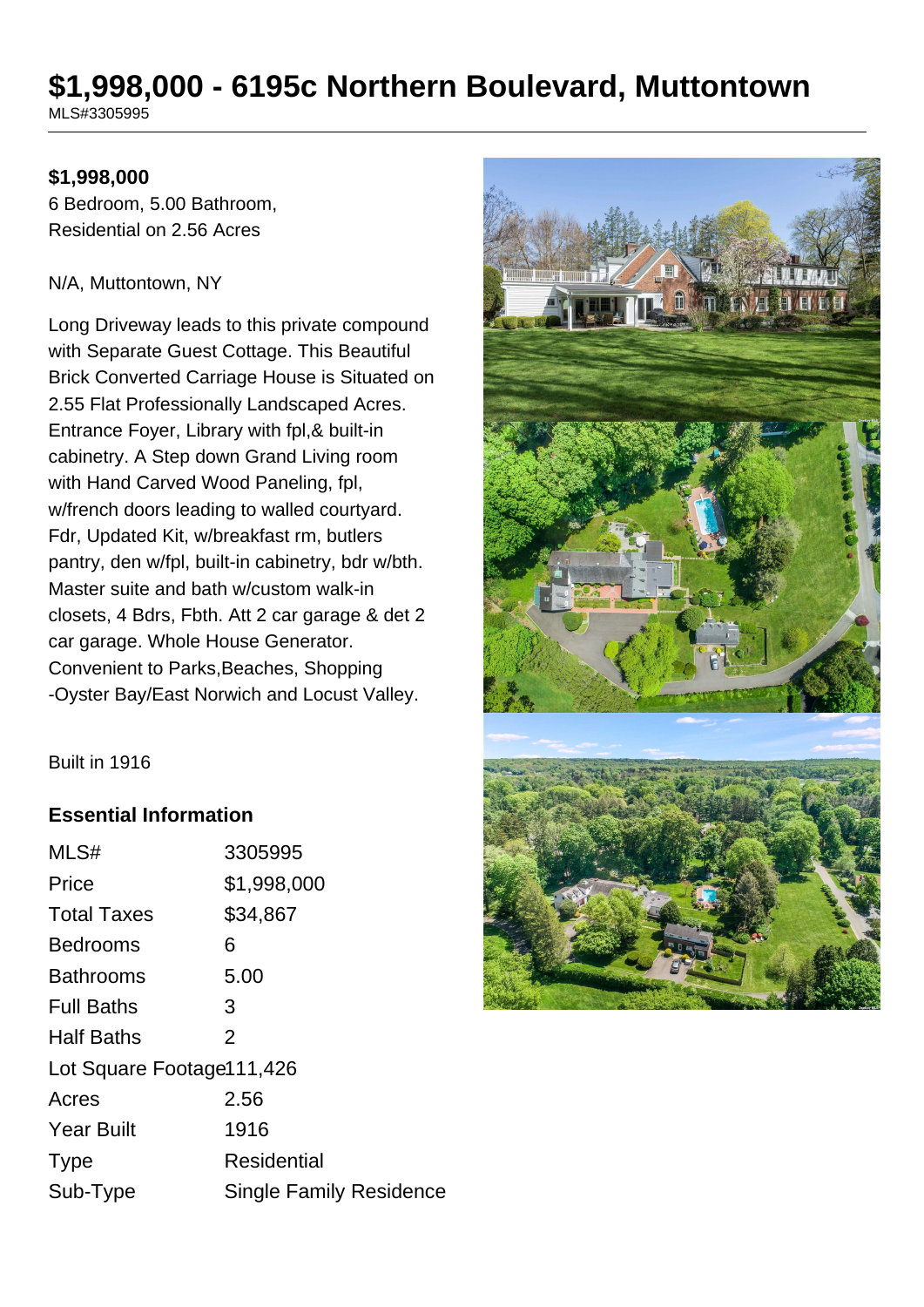# $1,998,000 - 6195c Northern Boulevard, Muttontown

MLS#3305995

**$1,998,000**

6 Bedroom, 5.00 Bathroom,
Residential on 2.56 Acres

N/A, Muttontown, NY

Long Driveway leads to this private compound with Separate Guest Cottage. This Beautiful Brick Converted Carriage House is Situated on 2.55 Flat Professionally Landscaped Acres. Entrance Foyer, Library with fpl,& built-in cabinetry. A Step down Grand Living room with Hand Carved Wood Paneling, fpl, w/french doors leading to walled courtyard. Fdr, Updated Kit, w/breakfast rm, butlers pantry, den w/fpl, built-in cabinetry, bdr w/bth. Master suite and bath w/custom walk-in closets, 4 Bdrs, Fbth. Att 2 car garage & det 2 car garage. Whole House Generator. Convenient to Parks,Beaches, Shopping -Oyster Bay/East Norwich and Locust Valley.

Built in 1916

### Essential Information

| | |
|---|---|
| MLS# | 3305995 |
| Price | $1,998,000 |
| Total Taxes | $34,867 |
| Bedrooms | 6 |
| Bathrooms | 5.00 |
| Full Baths | 3 |
| Half Baths | 2 |
| Lot Square Footage | 111,426 |
| Acres | 2.56 |
| Year Built | 1916 |
| Type | Residential |
| Sub-Type | Single Family Residence |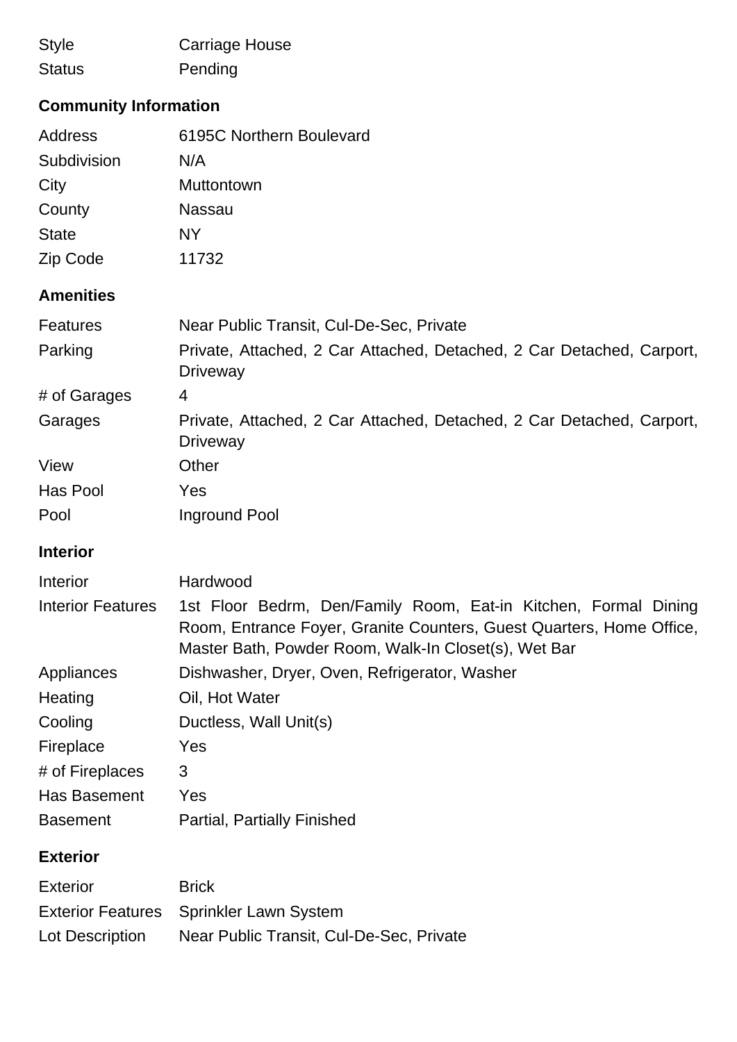| | |
|---|---|
| Style | Carriage House |
| Status | Pending |

### Community Information

| | |
|---|---|
| Address | 6195C Northern Boulevard |
| Subdivision | N/A |
| City | Muttontown |
| County | Nassau |
| State | NY |
| Zip Code | 11732 |

### Amenities

| | |
|---|---|
| Features | Near Public Transit, Cul-De-Sec, Private |
| Parking | Private, Attached, 2 Car Attached, Detached, 2 Car Detached, Carport, Driveway |
| # of Garages | 4 |
| Garages | Private, Attached, 2 Car Attached, Detached, 2 Car Detached, Carport, Driveway |
| View | Other |
| Has Pool | Yes |
| Pool | Inground Pool |

### Interior

| | |
|---|---|
| Interior | Hardwood |
| Interior Features | 1st Floor Bedrm, Den/Family Room, Eat-in Kitchen, Formal Dining Room, Entrance Foyer, Granite Counters, Guest Quarters, Home Office, Master Bath, Powder Room, Walk-In Closet(s), Wet Bar |
| Appliances | Dishwasher, Dryer, Oven, Refrigerator, Washer |
| Heating | Oil, Hot Water |
| Cooling | Ductless, Wall Unit(s) |
| Fireplace | Yes |
| # of Fireplaces | 3 |
| Has Basement | Yes |
| Basement | Partial, Partially Finished |

### Exterior

| | |
|---|---|
| Exterior | Brick |
| Exterior Features | Sprinkler Lawn System |
| Lot Description | Near Public Transit, Cul-De-Sec, Private |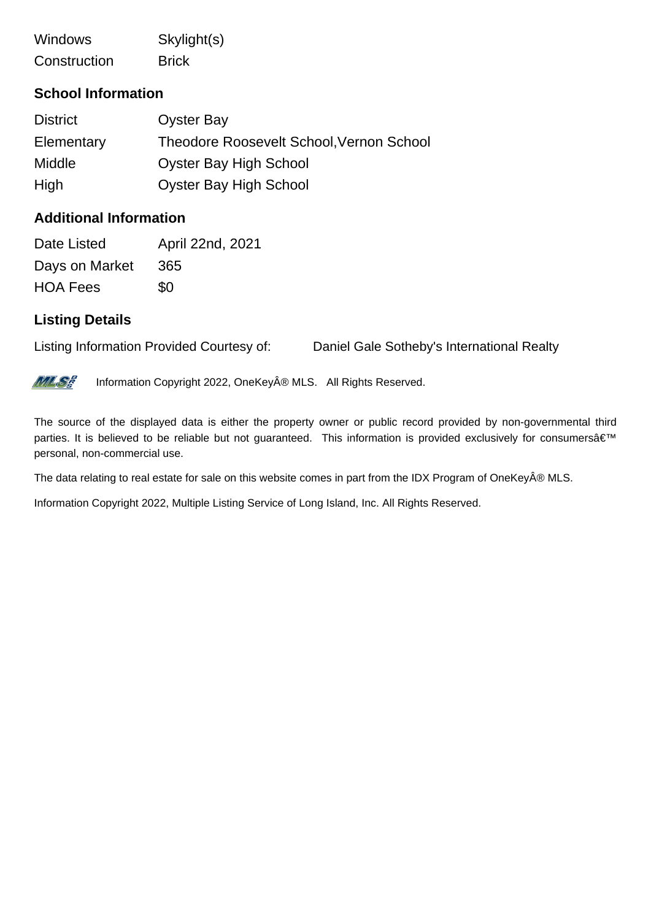| | |
|---|---|
| Windows | Skylight(s) |
| Construction | Brick |

### School Information

| | |
|---|---|
| District | Oyster Bay |
| Elementary | Theodore Roosevelt School,Vernon School |
| Middle | Oyster Bay High School |
| High | Oyster Bay High School |

### Additional Information

| | |
|---|---|
| Date Listed | April 22nd, 2021 |
| Days on Market | 365 |
| HOA Fees | $0 |

### Listing Details

Listing Information Provided Courtesy of: Daniel Gale Sotheby's International Realty

Information Copyright 2022, OneKeyÂ® MLS. All Rights Reserved.

The source of the displayed data is either the property owner or public record provided by non-governmental third parties. It is believed to be reliable but not guaranteed. This information is provided exclusively for consumersâ€™ personal, non-commercial use.

The data relating to real estate for sale on this website comes in part from the IDX Program of OneKeyÂ® MLS.

Information Copyright 2022, Multiple Listing Service of Long Island, Inc. All Rights Reserved.